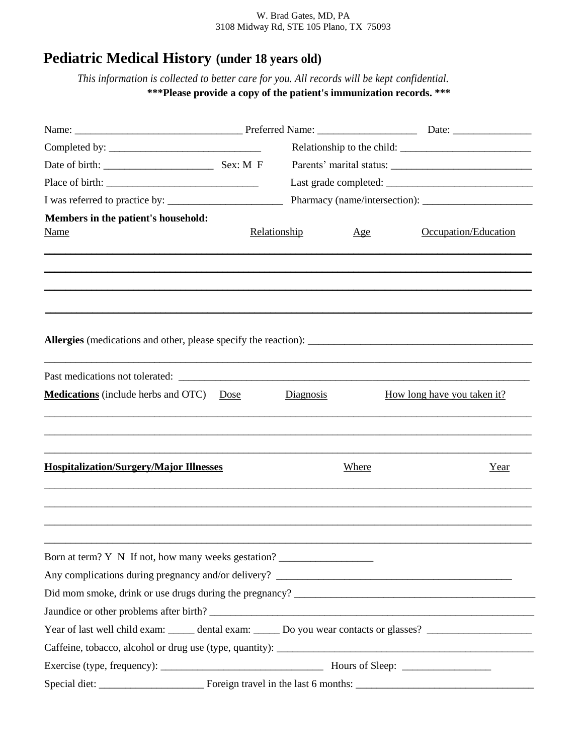W. Brad Gates, MD, PA
3108 Midway Rd, STE 105 Plano, TX 75093

# Pediatric Medical History (under 18 years old)

*This information is collected to better care for you. All records will be kept confidential.*

**\*\*\*Please provide a copy of the patient's immunization records. \*\*\***

Name: ________________________________ Preferred Name: ___________________ Date: _______________

Completed by: _____________________________ Relationship to the child: _________________________

Date of birth: _____________________ Sex: M F Parents' marital status: ___________________________

Place of birth: _____________________________ Last grade completed: _____________________________

I was referred to practice by: ______________________ Pharmacy (name/intersection): _____________________

**Members in the patient's household:**

| Name | Relationship | Age | Occupation/Education |
|---|---|---|---|
| | | | |
| | | | |
| | | | |
| | | | |

**Allergies** (medications and other, please specify the reaction): ___________________________________________

_____________________________________________________________________________________________

Past medications not tolerated: ______________________________________________________________________

| **Medications** (include herbs and OTC) | Dose | Diagnosis | How long have you taken it? |
|---|---|---|---|
| | | | |
| | | | |
| | | | |

| **Hospitalization/Surgery/Major Illnesses** | Where | Year |
|---|---|---|
| | | |
| | | |
| | | |
| | | |

Born at term? Y N If not, how many weeks gestation? __________________

Any complications during pregnancy and/or delivery? _______________________________________________

Did mom smoke, drink or use drugs during the pregnancy? _______________________________________________

Jaundice or other problems after birth? ________________________________________________________________

Year of last well child exam: _____ dental exam: _____ Do you wear contacts or glasses? ____________________

Caffeine, tobacco, alcohol or drug use (type, quantity): ___________________________________________________

Exercise (type, frequency): _______________________________ Hours of Sleep: _________________

Special diet: ____________________ Foreign travel in the last 6 months: __________________________________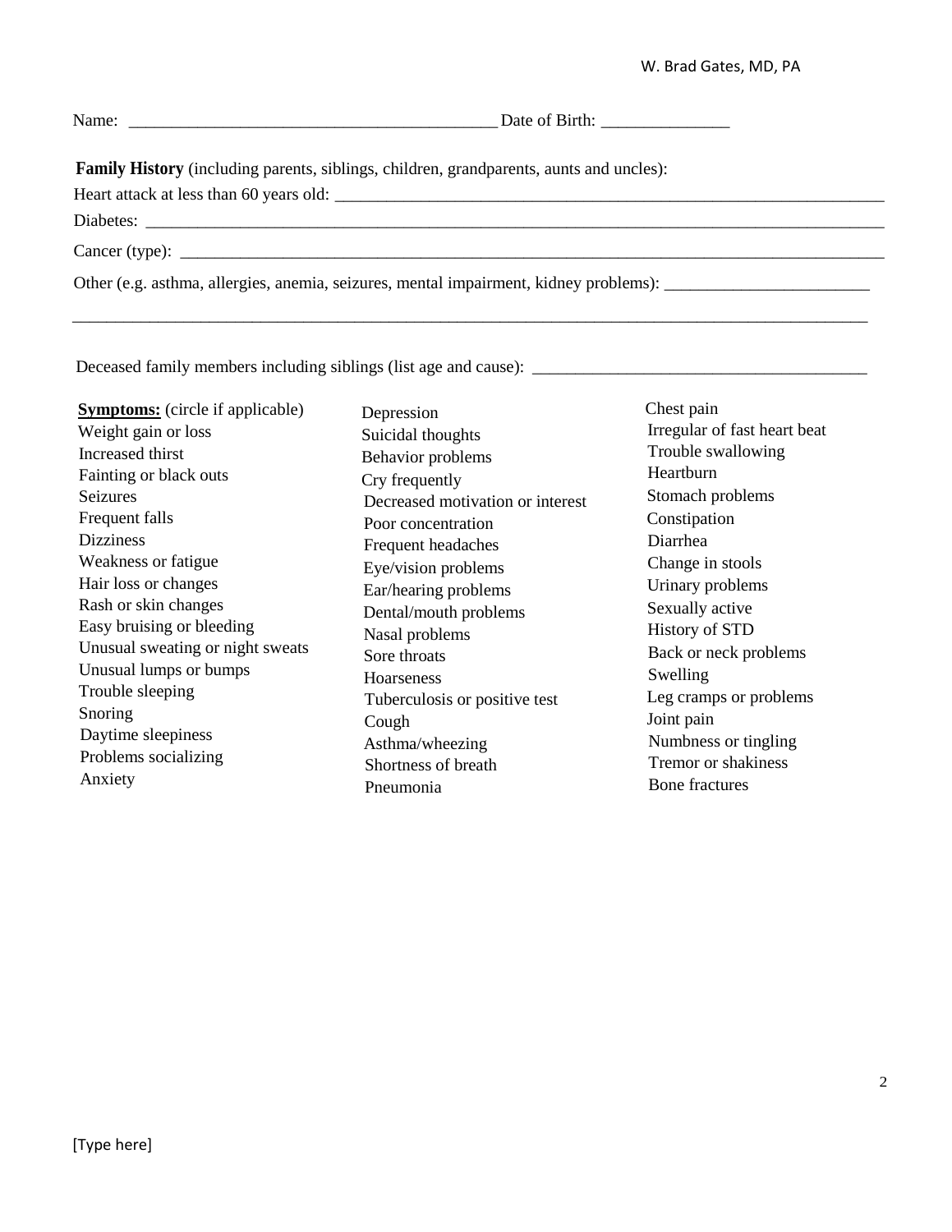Name: ___________________________________________ Date of Birth: _______________

**Family History** (including parents, siblings, children, grandparents, aunts and uncles):

Heart attack at less than 60 years old: _____________________________________________________________

Diabetes: ________________________________________________________________________________

Cancer (type): ____________________________________________________________________________

Other (e.g. asthma, allergies, anemia, seizures, mental impairment, kidney problems): ________________________

_____________________________________________________________________________________________

Deceased family members including siblings (list age and cause): ________________________________________

**Symptoms:** (circle if applicable)

Weight gain or loss
Increased thirst
Fainting or black outs
Seizures
Frequent falls
Dizziness
Weakness or fatigue
Hair loss or changes
Rash or skin changes
Easy bruising or bleeding
Unusual sweating or night sweats
Unusual lumps or bumps
Trouble sleeping
Snoring
Daytime sleepiness
Problems socializing
Anxiety

Depression
Suicidal thoughts
Behavior problems
Cry frequently
Decreased motivation or interest
Poor concentration
Frequent headaches
Eye/vision problems
Ear/hearing problems
Dental/mouth problems
Nasal problems
Sore throats
Hoarseness
Tuberculosis or positive test
Cough
Asthma/wheezing
Shortness of breath
Pneumonia

Chest pain
Irregular of fast heart beat
Trouble swallowing
Heartburn
Stomach problems
Constipation
Diarrhea
Change in stools
Urinary problems
Sexually active
History of STD
Back or neck problems
Swelling
Leg cramps or problems
Joint pain
Numbness or tingling
Tremor or shakiness
Bone fractures

[Type here]